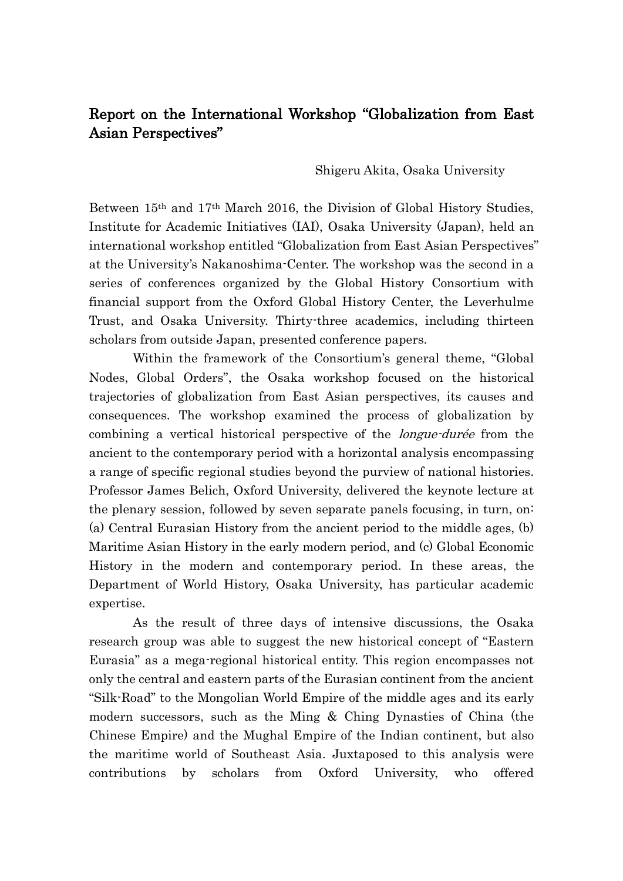# Report on the International Workshop "Globalization from East Asian Perspectives"

Shigeru Akita, Osaka University

Between 15th and 17th March 2016, the Division of Global History Studies, Institute for Academic Initiatives (IAI), Osaka University (Japan), held an international workshop entitled "Globalization from East Asian Perspectives" at the University's Nakanoshima-Center. The workshop was the second in a series of conferences organized by the Global History Consortium with financial support from the Oxford Global History Center, the Leverhulme Trust, and Osaka University. Thirty-three academics, including thirteen scholars from outside Japan, presented conference papers.

Within the framework of the Consortium's general theme, "Global Nodes, Global Orders", the Osaka workshop focused on the historical trajectories of globalization from East Asian perspectives, its causes and consequences. The workshop examined the process of globalization by combining a vertical historical perspective of the *longue-durée* from the ancient to the contemporary period with a horizontal analysis encompassing a range of specific regional studies beyond the purview of national histories. Professor James Belich, Oxford University, delivered the keynote lecture at the plenary session, followed by seven separate panels focusing, in turn, on: (a) Central Eurasian History from the ancient period to the middle ages, (b) Maritime Asian History in the early modern period, and (c) Global Economic History in the modern and contemporary period. In these areas, the Department of World History, Osaka University, has particular academic expertise.

As the result of three days of intensive discussions, the Osaka research group was able to suggest the new historical concept of "Eastern Eurasia" as a mega-regional historical entity. This region encompasses not only the central and eastern parts of the Eurasian continent from the ancient "Silk-Road" to the Mongolian World Empire of the middle ages and its early modern successors, such as the Ming & Ching Dynasties of China (the Chinese Empire) and the Mughal Empire of the Indian continent, but also the maritime world of Southeast Asia. Juxtaposed to this analysis were contributions by scholars from Oxford University, who offered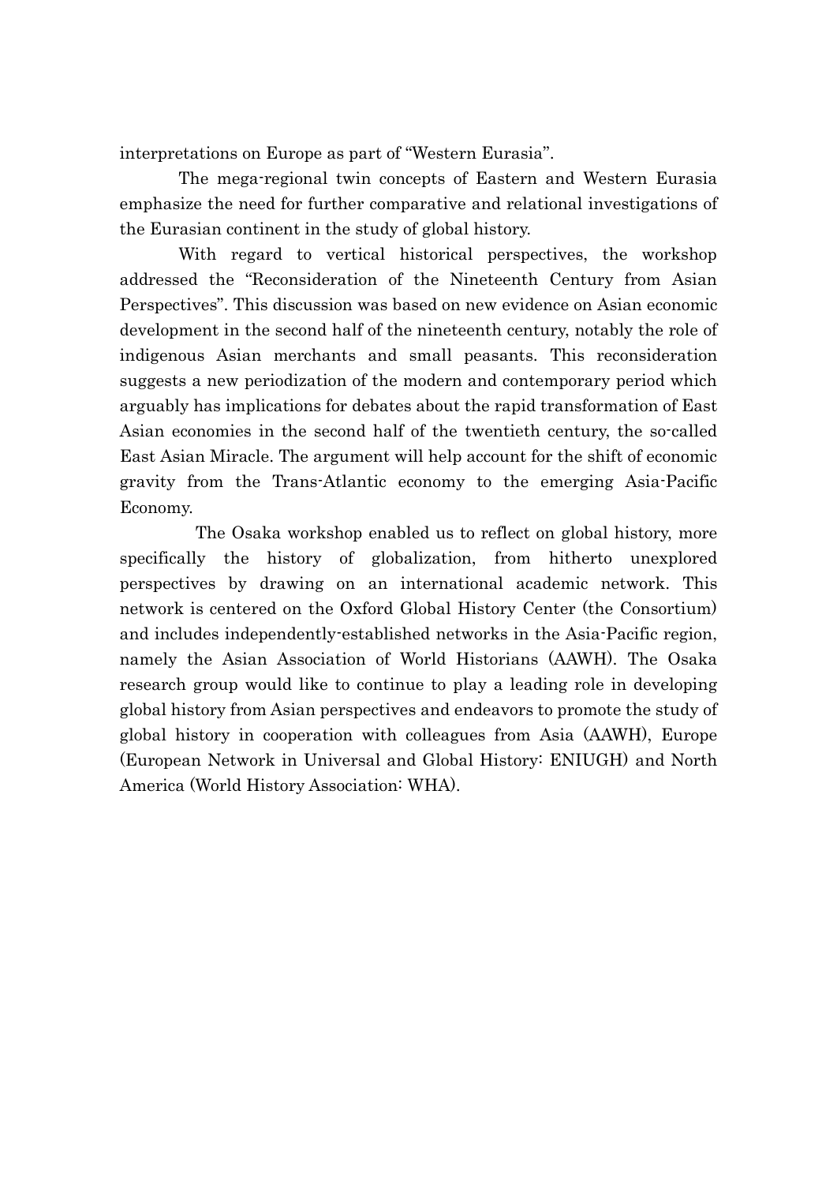interpretations on Europe as part of "Western Eurasia".

The mega-regional twin concepts of Eastern and Western Eurasia emphasize the need for further comparative and relational investigations of the Eurasian continent in the study of global history.

With regard to vertical historical perspectives, the workshop addressed the "Reconsideration of the Nineteenth Century from Asian Perspectives". This discussion was based on new evidence on Asian economic development in the second half of the nineteenth century, notably the role of indigenous Asian merchants and small peasants. This reconsideration suggests a new periodization of the modern and contemporary period which arguably has implications for debates about the rapid transformation of East Asian economies in the second half of the twentieth century, the so-called East Asian Miracle. The argument will help account for the shift of economic gravity from the Trans-Atlantic economy to the emerging Asia-Pacific Economy.

The Osaka workshop enabled us to reflect on global history, more specifically the history of globalization, from hitherto unexplored perspectives by drawing on an international academic network. This network is centered on the Oxford Global History Center (the Consortium) and includes independently-established networks in the Asia-Pacific region, namely the Asian Association of World Historians (AAWH). The Osaka research group would like to continue to play a leading role in developing global history from Asian perspectives and endeavors to promote the study of global history in cooperation with colleagues from Asia (AAWH), Europe (European Network in Universal and Global History: ENIUGH) and North America (World History Association: WHA).